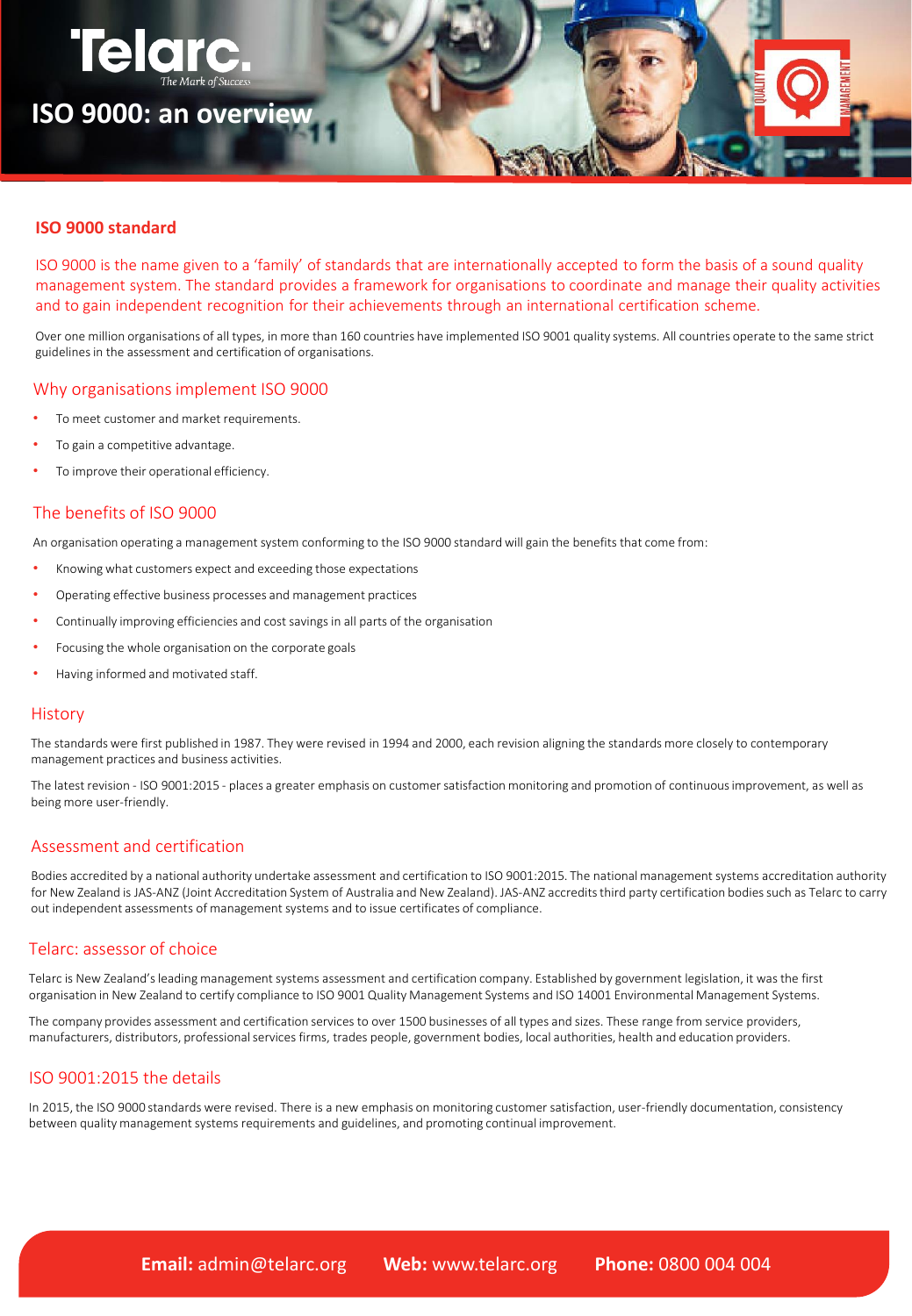# ISO 9000: an overview

## ISO 9000 standard

ISO 9000 is the name given to a 'family' of standards that are internationally accepted to form the basis of a sound quality management system. The standard provides a framework for organisations to coordinate and manage their quality activities and to gain independent recognition for their achievements through an international certification scheme.

Over one million organisations of all types, in more than 160 countries have implemented ISO 9001 quality systems. All countries operate to the same strict guidelines in the assessment and certification of organisations.

## Why organisations implement ISO 9000

- To meet customer and market requirements.
- To gain a competitive advantage.
- To improve their operational efficiency.

## The benefits of ISO 9000

An organisation operating a management system conforming to the ISO 9000 standard will gain the benefits that come from:

- Knowing what customers expect and exceeding those expectations
- Operating effective business processes and management practices
- Continually improving efficiencies and cost savings in all parts of the organisation
- Focusing the whole organisation on the corporate goals
- Having informed and motivated staff.

## History

The standards were first published in 1987. They were revised in 1994 and 2000, each revision aligning the standards more closely to contemporary management practices and business activities.

The latest revision - ISO 9001:2015 - places a greater emphasis on customer satisfaction monitoring and promotion of continuous improvement, as well as being more user-friendly.

## Assessment and certification

Bodies accredited by a national authority undertake assessment and certification to ISO 9001:2015. The national management systems accreditation authority for New Zealand is JAS-ANZ (Joint Accreditation System of Australia and New Zealand). JAS-ANZ accredits third party certification bodies such as Telarc to carry out independent assessments of management systems and to issue certificates of compliance.

## Telarc: assessor of choice

Telarc is New Zealand's leading management systems assessment and certification company. Established by government legislation, it was the first organisation in New Zealand to certify compliance to ISO 9001 Quality Management Systems and ISO 14001 Environmental Management Systems.

The company provides assessment and certification services to over 1500 businesses of all types and sizes. These range from service providers, manufacturers, distributors, professional services firms, trades people, government bodies, local authorities, health and education providers.

## ISO 9001:2015 the details

In 2015, the ISO 9000 standards were revised. There is a new emphasis on monitoring customer satisfaction, user-friendly documentation, consistency between quality management systems requirements and guidelines, and promoting continual improvement.

**Email:** admin@telarc.org **Web:** www.telarc.org **Phone:** 0800 004 004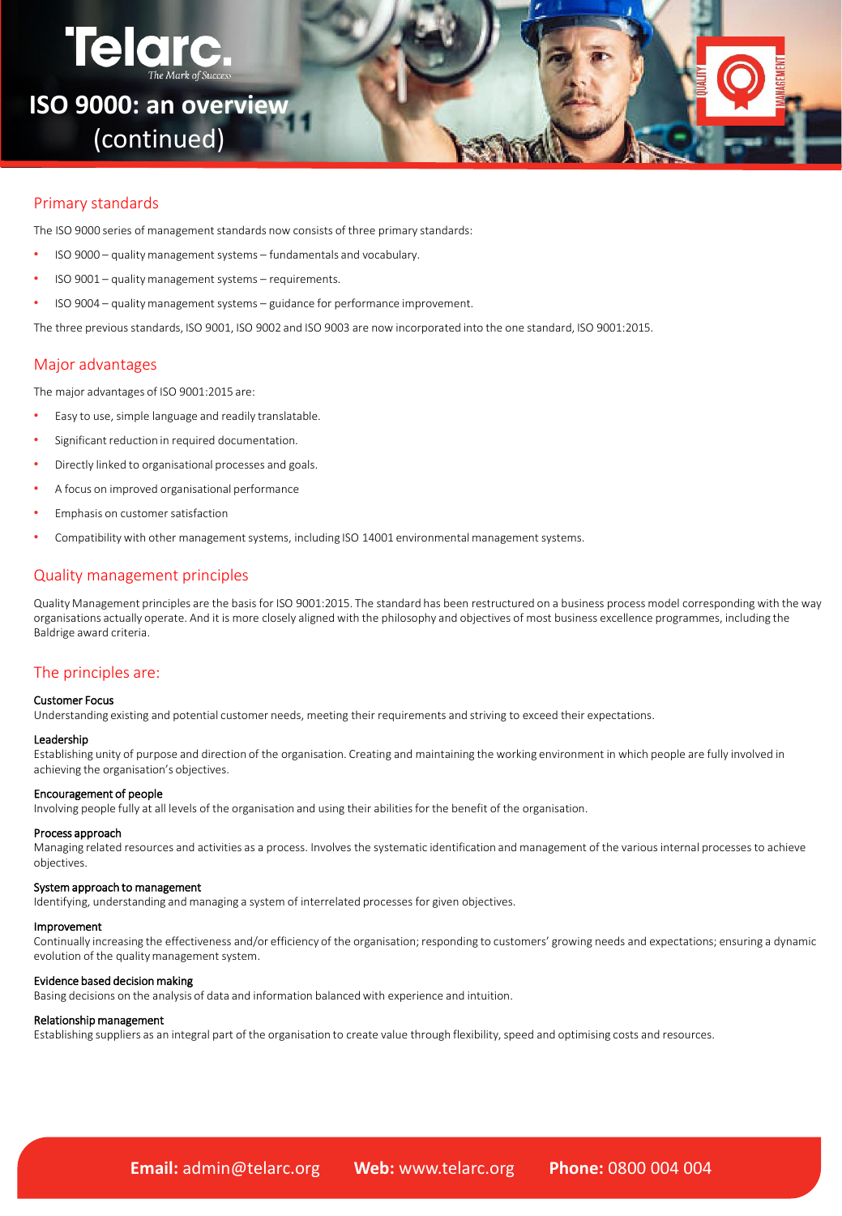# ISO 9000: an overview (continued)

## Primary standards

The ISO 9000 series of management standards now consists of three primary standards:

- ISO 9000 – quality management systems – fundamentals and vocabulary.
- ISO 9001 – quality management systems – requirements.
- ISO 9004 – quality management systems – guidance for performance improvement.

The three previous standards, ISO 9001, ISO 9002 and ISO 9003 are now incorporated into the one standard, ISO 9001:2015.

## Major advantages

The major advantages of ISO 9001:2015 are:

- Easy to use, simple language and readily translatable.
- Significant reduction in required documentation.
- Directly linked to organisational processes and goals.
- A focus on improved organisational performance
- Emphasis on customer satisfaction
- Compatibility with other management systems, including ISO 14001 environmental management systems.

## Quality management principles

Quality Management principles are the basis for ISO 9001:2015. The standard has been restructured on a business process model corresponding with the way organisations actually operate. And it is more closely aligned with the philosophy and objectives of most business excellence programmes, including the Baldrige award criteria.

## The principles are:

### Customer Focus
Understanding existing and potential customer needs, meeting their requirements and striving to exceed their expectations.

### Leadership
Establishing unity of purpose and direction of the organisation. Creating and maintaining the working environment in which people are fully involved in achieving the organisation's objectives.

### Encouragement of people
Involving people fully at all levels of the organisation and using their abilities for the benefit of the organisation.

### Process approach
Managing related resources and activities as a process. Involves the systematic identification and management of the various internal processes to achieve objectives.

### System approach to management
Identifying, understanding and managing a system of interrelated processes for given objectives.

### Improvement
Continually increasing the effectiveness and/or efficiency of the organisation; responding to customers' growing needs and expectations; ensuring a dynamic evolution of the quality management system.

### Evidence based decision making
Basing decisions on the analysis of data and information balanced with experience and intuition.

### Relationship management
Establishing suppliers as an integral part of the organisation to create value through flexibility, speed and optimising costs and resources.

**Email:** admin@telarc.org **Web:** www.telarc.org **Phone:** 0800 004 004